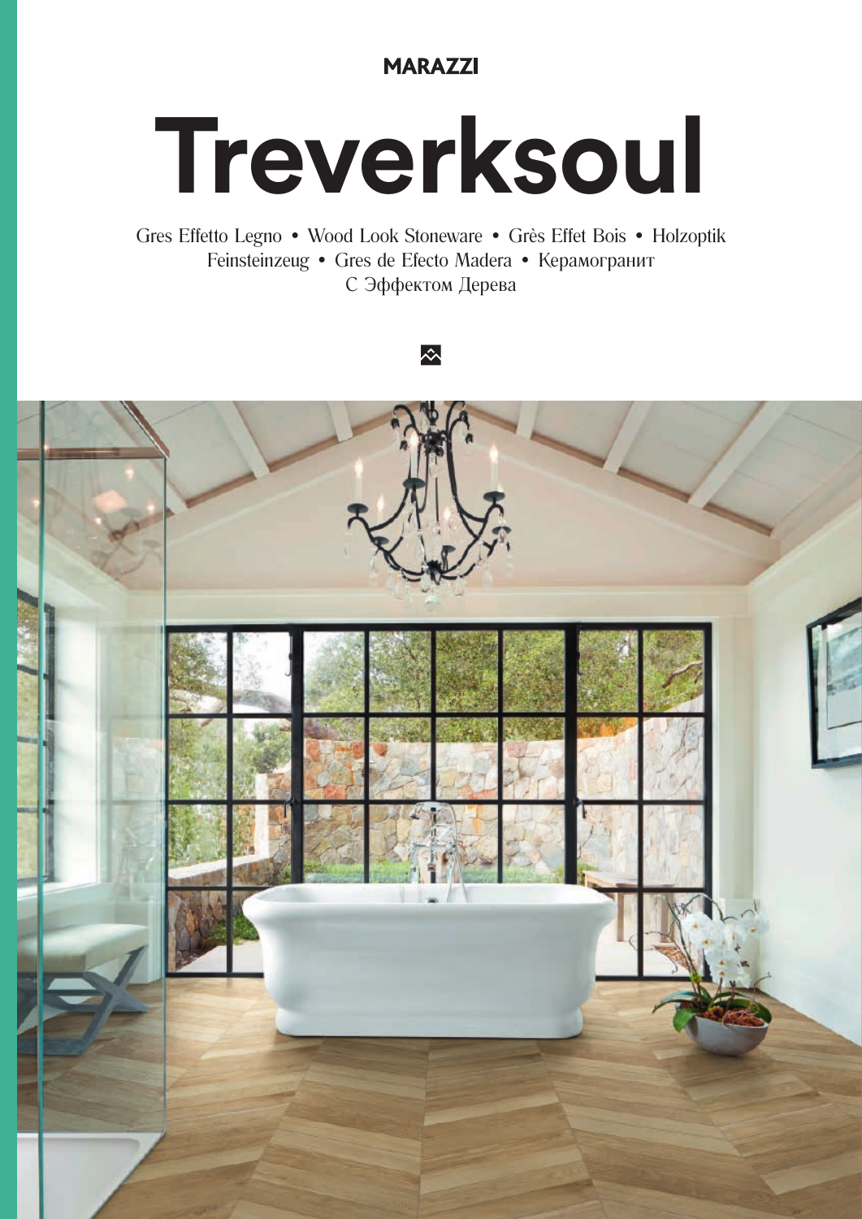MARAZZI

# Treverksoul

Gres Effetto Legno • Wood Look Stoneware • Grès Effet Bois • Holzoptik Feinsteinzeug • Gres de Efecto Madera • Керамогранит С Эффектом Дерева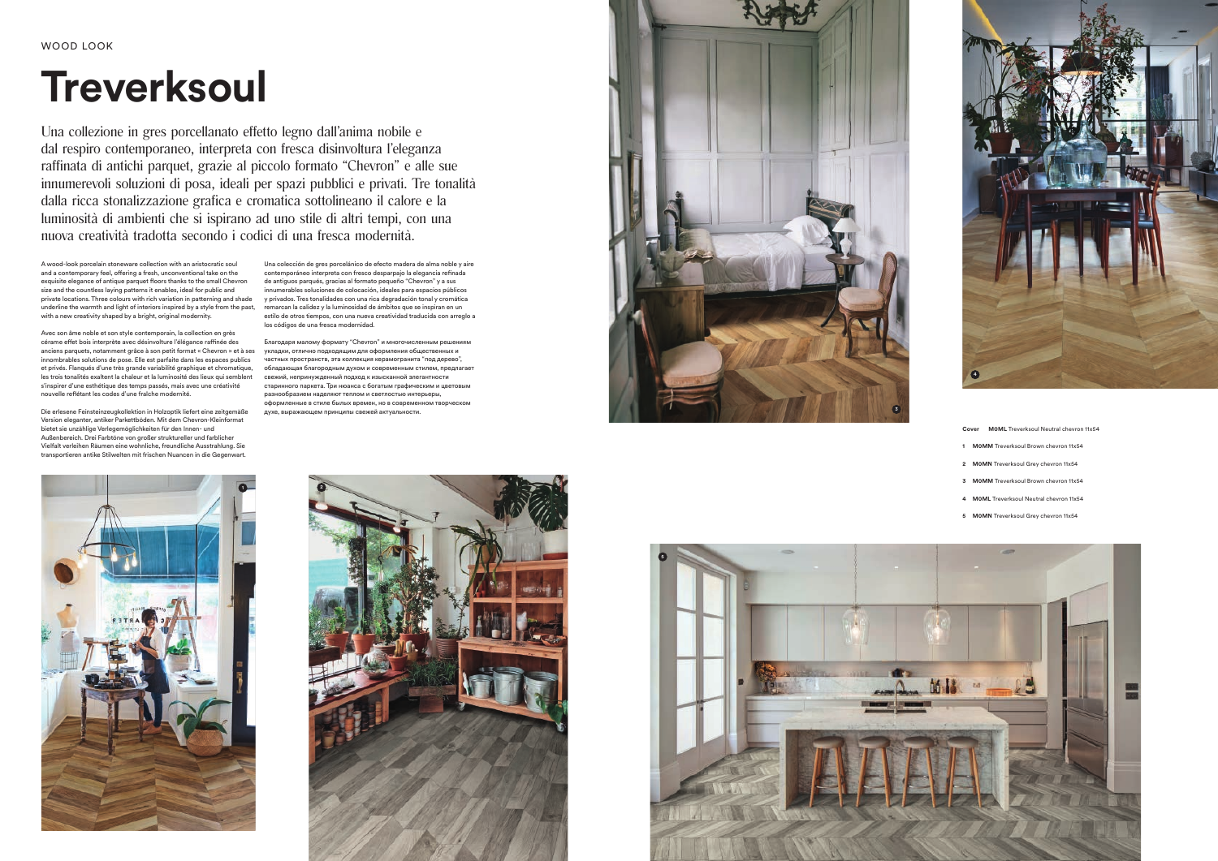WOOD LOOK

# Treverksoul

Una collezione in gres porcellanato effetto legno dall'anima nobile e dal respiro contemporaneo, interpreta con fresca disinvoltura l'eleganza raffinata di antichi parquet, grazie al piccolo formato "Chevron" e alle sue innumerevoli soluzioni di posa, ideali per spazi pubblici e privati. Tre tonalità dalla ricca stonalizzazione grafica e cromatica sottolineano il calore e la luminosità di ambienti che si ispirano ad uno stile di altri tempi, con una nuova creatività tradotta secondo i codici di una fresca modernità.

A wood-look porcelain stoneware collection with an aristocratic soul and a contemporary feel, offering a fresh, unconventional take on the exquisite elegance of antique parquet floors thanks to the small Chevron size and the countless laying patterns it enables, ideal for public and private locations. Three colours with rich variation in patterning and shade underline the warmth and light of interiors inspired by a style from the past, with a new creativity shaped by a bright, original modernity.

Avec son âme noble et son style contemporain, la collection en grès cérame effet bois interprète avec désinvolture l'élégance raffinée des anciens parquets, notamment grâce à son petit format « Chevron » et à ses innombrables solutions de pose. Elle est parfaite dans les espaces publics et privés. Flanqués d'une très grande variabilité graphique et chromatique, les trois tonalités exaltent la chaleur et la luminosité des lieux qui semblent s'inspirer d'une esthétique des temps passés, mais avec une créativité nouvelle reflétant les codes d'une fraîche modernité.

Die erlesene Feinsteinzeugkollektion in Holzoptik liefert eine zeitgemäße Version eleganter, antiker Parkettböden. Mit dem Chevron-Kleinformat bietet sie unzählige Verlegemöglichkeiten für den Innen- und Außenbereich. Drei Farbtöne von großer struktureller und farblicher Vielfalt verleihen Räumen eine wohnliche, freundliche Ausstrahlung. Sie transportieren antike Stilwelten mit frischen Nuancen in die Gegenwart.

Una colección de gres porcelánico de efecto madera de alma noble y aire contemporáneo interpreta con fresco desparpajo la elegancia refinada de antiguos parqués, gracias al formato pequeño "Chevron" y a sus innumerables soluciones de colocación, ideales para espacios públicos y privados. Tres tonalidades con una rica degradación tonal y cromática remarcan la calidez y la luminosidad de ámbitos que se inspiran en un estilo de otros tiempos, con una nueva creatividad traducida con arreglo a los códigos de una fresca modernidad.

Благодаря малому формату "Chevron" и многочисленным решениям укладки, отлично подходящим для оформления общественных и частных пространств, эта коллекция керамогранита "под дерево", обладающая благородным духом и современным стилем, предлагает свежий, непринужденный подход к изысканной элегантности старинного паркета. Три нюанса с богатым графическим и цветовым разнообразием наделяют теплом и светлостью интерьеры, оформленные в стиле былых времен, но в современном творческом духе, выражающем принципы свежей актуальности.

**Cover** **M0ML** Treverksoul Neutral chevron 11x54

1 **M0MM** Treverksoul Brown chevron 11x54

2 **M0MN** Treverksoul Grey chevron 11x54

3 **M0MM** Treverksoul Brown chevron 11x54

4 **M0ML** Treverksoul Neutral chevron 11x54

5 **M0MN** Treverksoul Grey chevron 11x54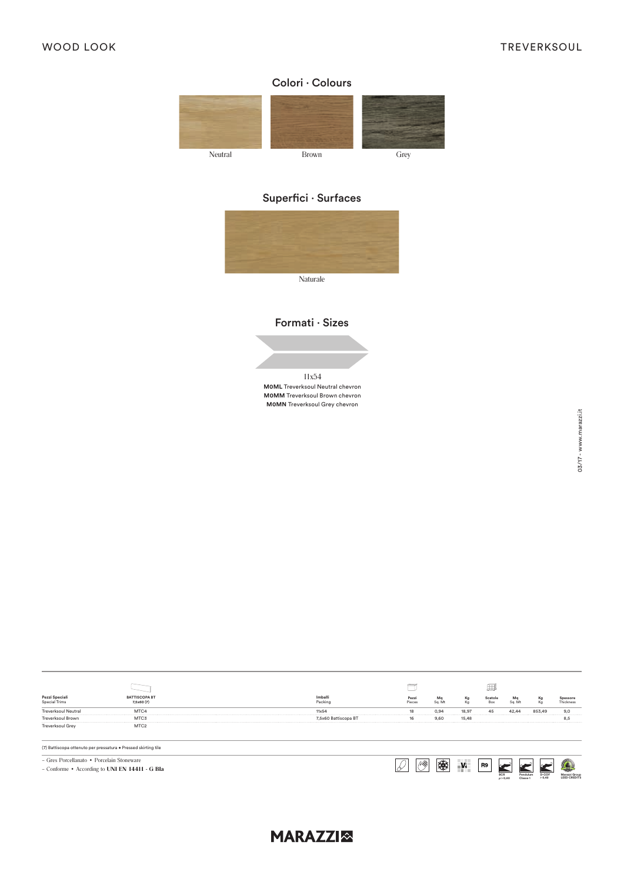WOOD LOOK

TREVERKSOUL

## Colori · Colours

Neutral

Brown

Grey

## Superfici · Surfaces

Naturale

## Formati · Sizes

11x54

**M0ML** Treverksoul Neutral chevron
**M0MM** Treverksoul Brown chevron
**M0MN** Treverksoul Grey chevron

03/17 - www.marazzi.it

| Pezzi Speciali Special Trims | BATTISCOPA BT 7,5x60 (7) | Imballi Packing | Pezzi Pieces | Mq Sq. Mt | Kg Kg | Scatole Box | Mq Sq. Mt | Kg Kg | Spessore Thickness |
|---|---|---|---|---|---|---|---|---|---|
| Treverksoul Neutral | MTC4 | 11x54 | 18 | 0,94 | 18,97 | 45 | 42,44 | 853,49 | 9,0 |
| Treverksoul Brown | MTC3 | 7,5x60 Battiscopa BT | 16 | 9,60 | 15,48 | | | | 8,5 |
| Treverksoul Grey | MTC2 | | | | | | | | |

(7) Battiscopa ottenuto per pressatura • Pressed skirting tile

– Gres Porcellanato • Porcelain Stoneware
– Conforme • According to **UNI EN 14411 - G BIa**

R9

BCR µ > 0,40 — Pendulum Classe 1 — D-COF > 0,42 — Marazzi Group LEED CREDITS

MARAZZI